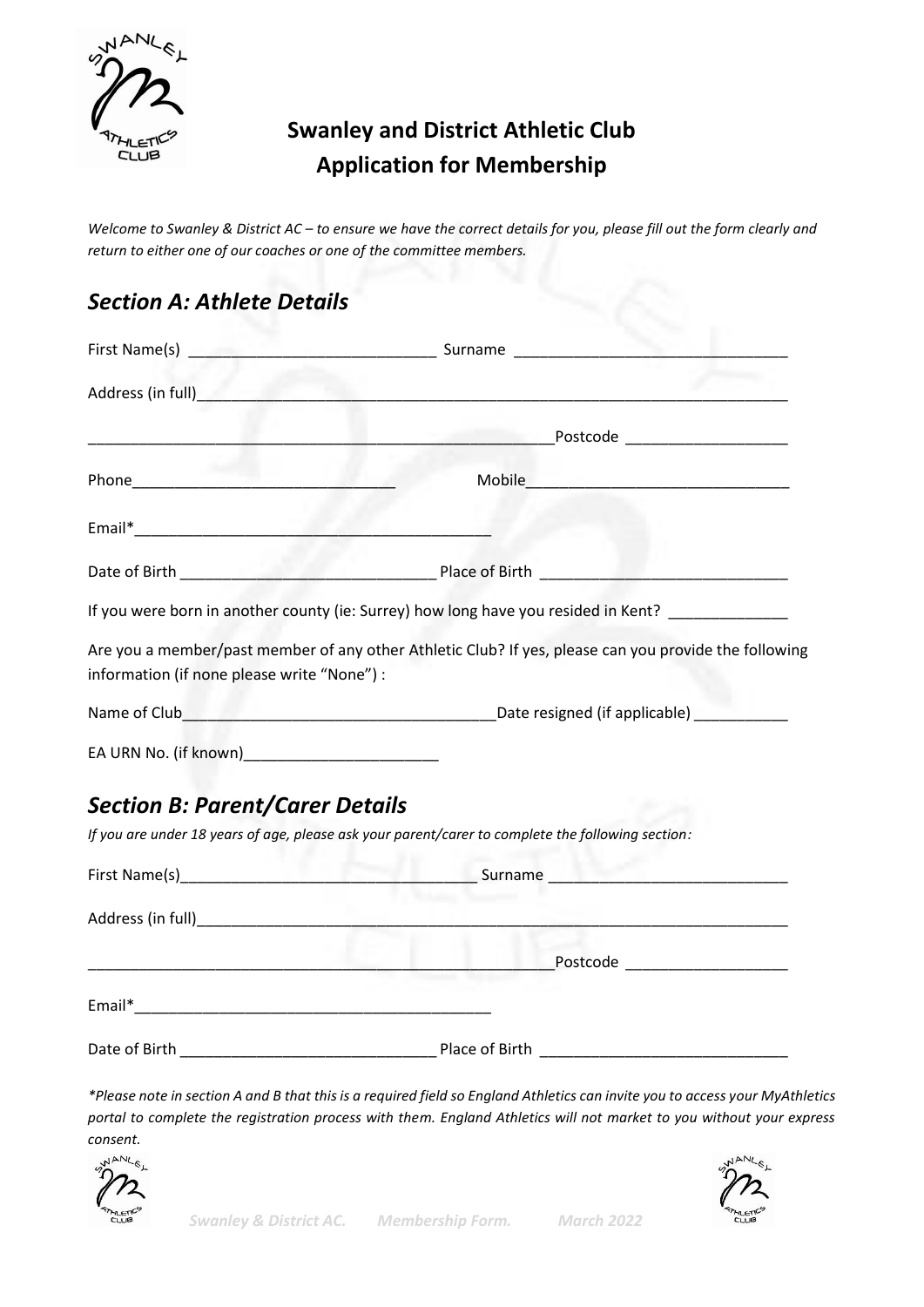# Swanley and District Athletic Club
# Application for Membership

*Welcome to Swanley & District AC – to ensure we have the correct details for you, please fill out the form clearly and return to either one of our coaches or one of the committee members.*

## *Section A: Athlete Details*

First Name(s) ____________________________ Surname _______________________________

Address (in full)_________________________________________________________________

______________________________________________________Postcode __________________

Phone______________________________ Mobile______________________________

Email*__________________________________________

Date of Birth _____________________________ Place of Birth _____________________________

If you were born in another county (ie: Surrey) how long have you resided in Kent? _____________

Are you a member/past member of any other Athletic Club? If yes, please can you provide the following information (if none please write "None") :

Name of Club____________________________________Date resigned (if applicable) ___________

EA URN No. (if known)______________________

## *Section B: Parent/Carer Details*

*If you are under 18 years of age, please ask your parent/carer to complete the following section:*

First Name(s)_________________________________ Surname ___________________________

Address (in full)_________________________________________________________________

______________________________________________________Postcode __________________

Email*_________________________________________

Date of Birth _____________________________ Place of Birth _____________________________

*\*Please note in section A and B that this is a required field so England Athletics can invite you to access your MyAthletics portal to complete the registration process with them. England Athletics will not market to you without your express consent.*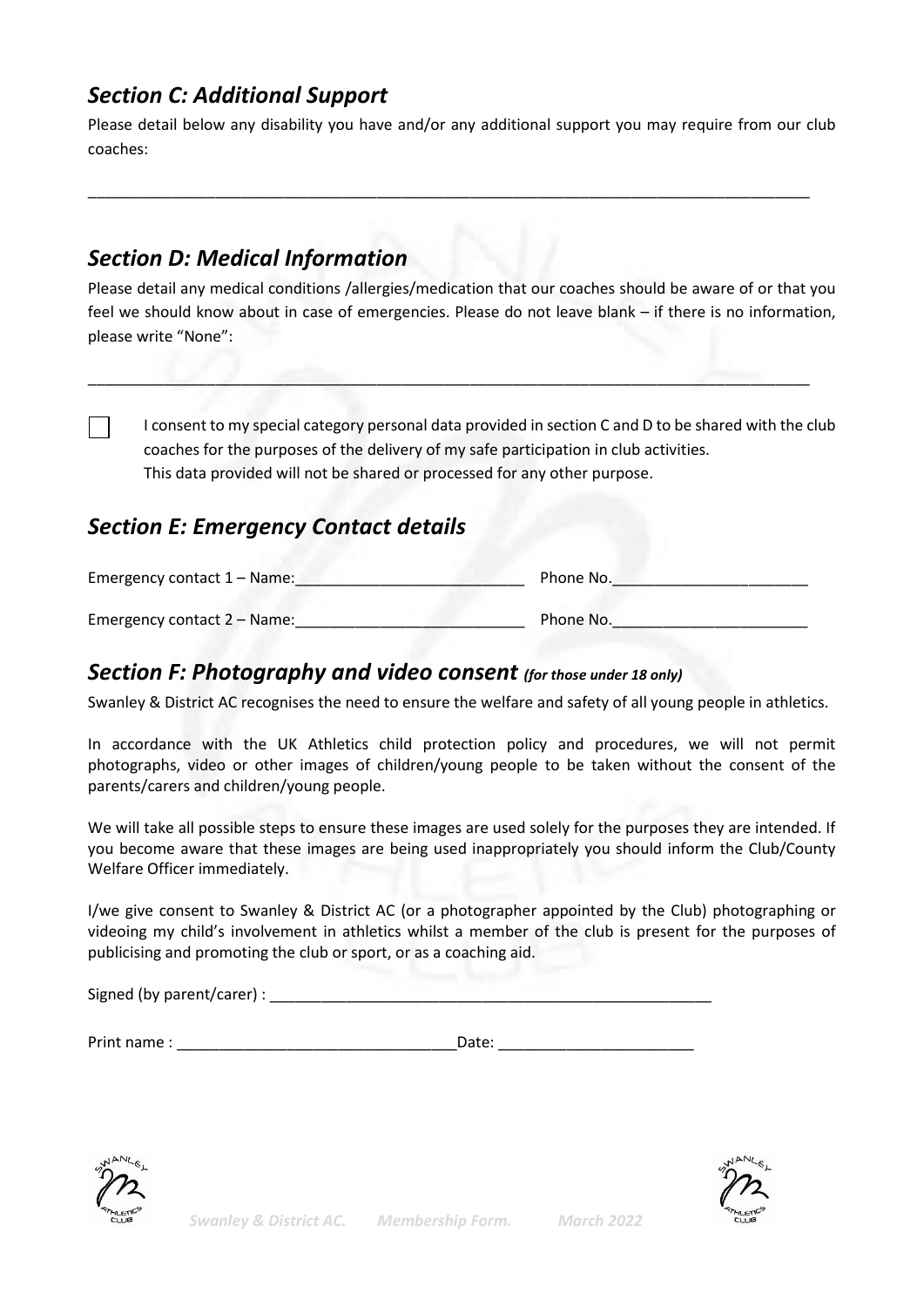## *Section C: Additional Support*

Please detail below any disability you have and/or any additional support you may require from our club coaches:

_____________________________________________________________________________________

## *Section D: Medical Information*

Please detail any medical conditions /allergies/medication that our coaches should be aware of or that you feel we should know about in case of emergencies. Please do not leave blank – if there is no information, please write "None":

_____________________________________________________________________________________

☐ I consent to my special category personal data provided in section C and D to be shared with the club coaches for the purposes of the delivery of my safe participation in club activities.
This data provided will not be shared or processed for any other purpose.

## *Section E: Emergency Contact details*

Emergency contact 1 – Name:___________________________ Phone No._______________________

Emergency contact 2 – Name:___________________________ Phone No._______________________

## *Section F: Photography and video consent* *(for those under 18 only)*

Swanley & District AC recognises the need to ensure the welfare and safety of all young people in athletics.

In accordance with the UK Athletics child protection policy and procedures, we will not permit photographs, video or other images of children/young people to be taken without the consent of the parents/carers and children/young people.

We will take all possible steps to ensure these images are used solely for the purposes they are intended. If you become aware that these images are being used inappropriately you should inform the Club/County Welfare Officer immediately.

I/we give consent to Swanley & District AC (or a photographer appointed by the Club) photographing or videoing my child's involvement in athletics whilst a member of the club is present for the purposes of publicising and promoting the club or sport, or as a coaching aid.

Signed (by parent/carer) : _______________________________________________________

Print name : _________________________________Date: _______________________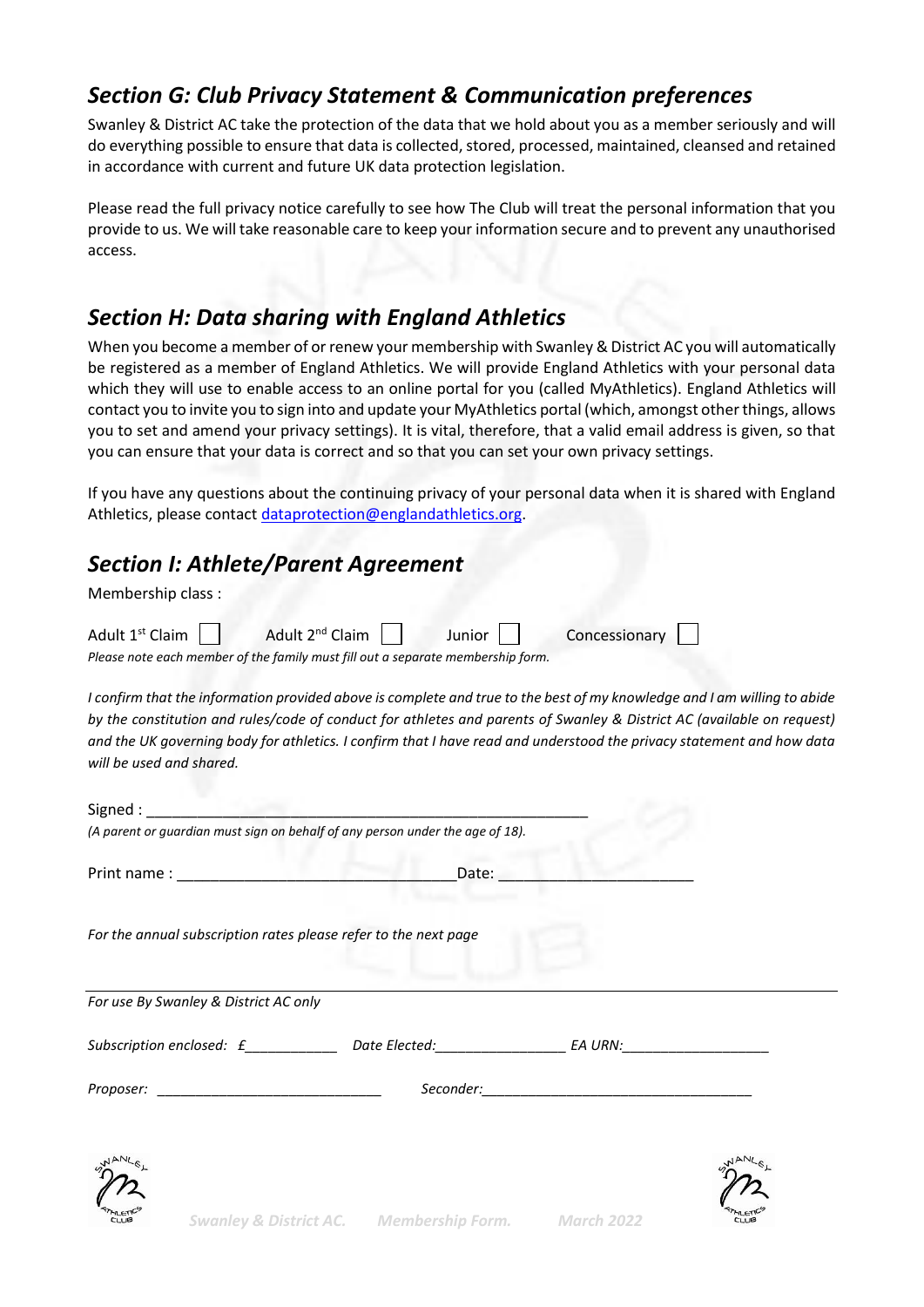## *Section G: Club Privacy Statement & Communication preferences*

Swanley & District AC take the protection of the data that we hold about you as a member seriously and will do everything possible to ensure that data is collected, stored, processed, maintained, cleansed and retained in accordance with current and future UK data protection legislation.

Please read the full privacy notice carefully to see how The Club will treat the personal information that you provide to us. We will take reasonable care to keep your information secure and to prevent any unauthorised access.

## *Section H: Data sharing with England Athletics*

When you become a member of or renew your membership with Swanley & District AC you will automatically be registered as a member of England Athletics. We will provide England Athletics with your personal data which they will use to enable access to an online portal for you (called MyAthletics). England Athletics will contact you to invite you to sign into and update your MyAthletics portal (which, amongst other things, allows you to set and amend your privacy settings). It is vital, therefore, that a valid email address is given, so that you can ensure that your data is correct and so that you can set your own privacy settings.

If you have any questions about the continuing privacy of your personal data when it is shared with England Athletics, please contact dataprotection@englandathletics.org.

## *Section I: Athlete/Parent Agreement*

Membership class :

Adult 1st Claim ☐ Adult 2nd Claim ☐ Junior ☐ Concessionary ☐

*Please note each member of the family must fill out a separate membership form.*

*I confirm that the information provided above is complete and true to the best of my knowledge and I am willing to abide by the constitution and rules/code of conduct for athletes and parents of Swanley & District AC (available on request) and the UK governing body for athletics. I confirm that I have read and understood the privacy statement and how data will be used and shared.*

Signed : ____________________________________________________

*(A parent or guardian must sign on behalf of any person under the age of 18).*

Print name : ________________________________ Date: _______________________

*For the annual subscription rates please refer to the next page*

---

*For use By Swanley & District AC only*

*Subscription enclosed: £*___________ *Date Elected:*________________ *EA URN:*__________________

*Proposer:* ____________________________ *Seconder:*__________________________________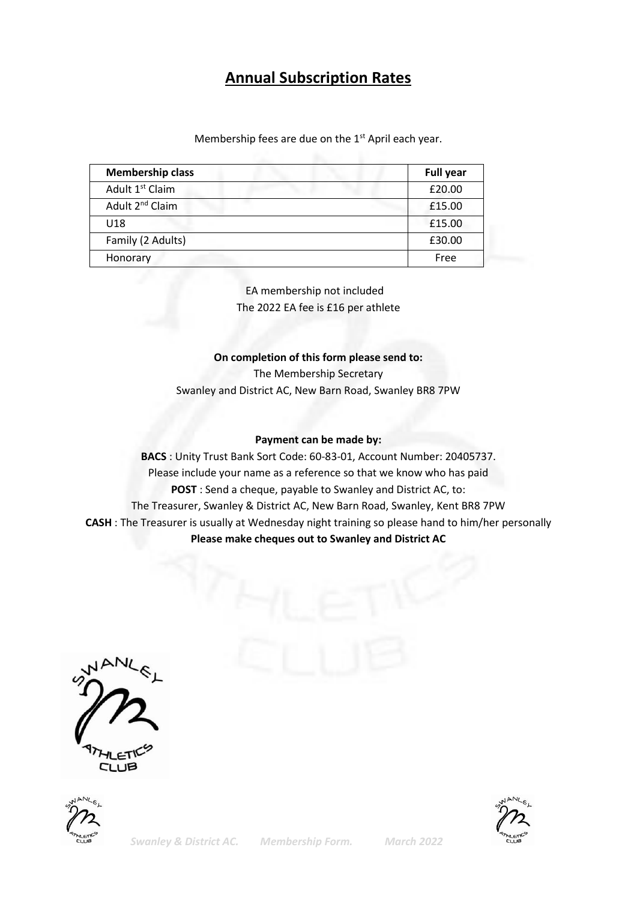# Annual Subscription Rates

Membership fees are due on the 1st April each year.

| Membership class | Full year |
|---|---|
| Adult 1st Claim | £20.00 |
| Adult 2nd Claim | £15.00 |
| U18 | £15.00 |
| Family (2 Adults) | £30.00 |
| Honorary | Free |

EA membership not included
The 2022 EA fee is £16 per athlete

**On completion of this form please send to:**
The Membership Secretary
Swanley and District AC, New Barn Road, Swanley BR8 7PW

**Payment can be made by:**

**BACS** : Unity Trust Bank Sort Code: 60-83-01, Account Number: 20405737.
Please include your name as a reference so that we know who has paid

**POST** : Send a cheque, payable to Swanley and District AC, to:
The Treasurer, Swanley & District AC, New Barn Road, Swanley, Kent BR8 7PW

**CASH** : The Treasurer is usually at Wednesday night training so please hand to him/her personally

**Please make cheques out to Swanley and District AC**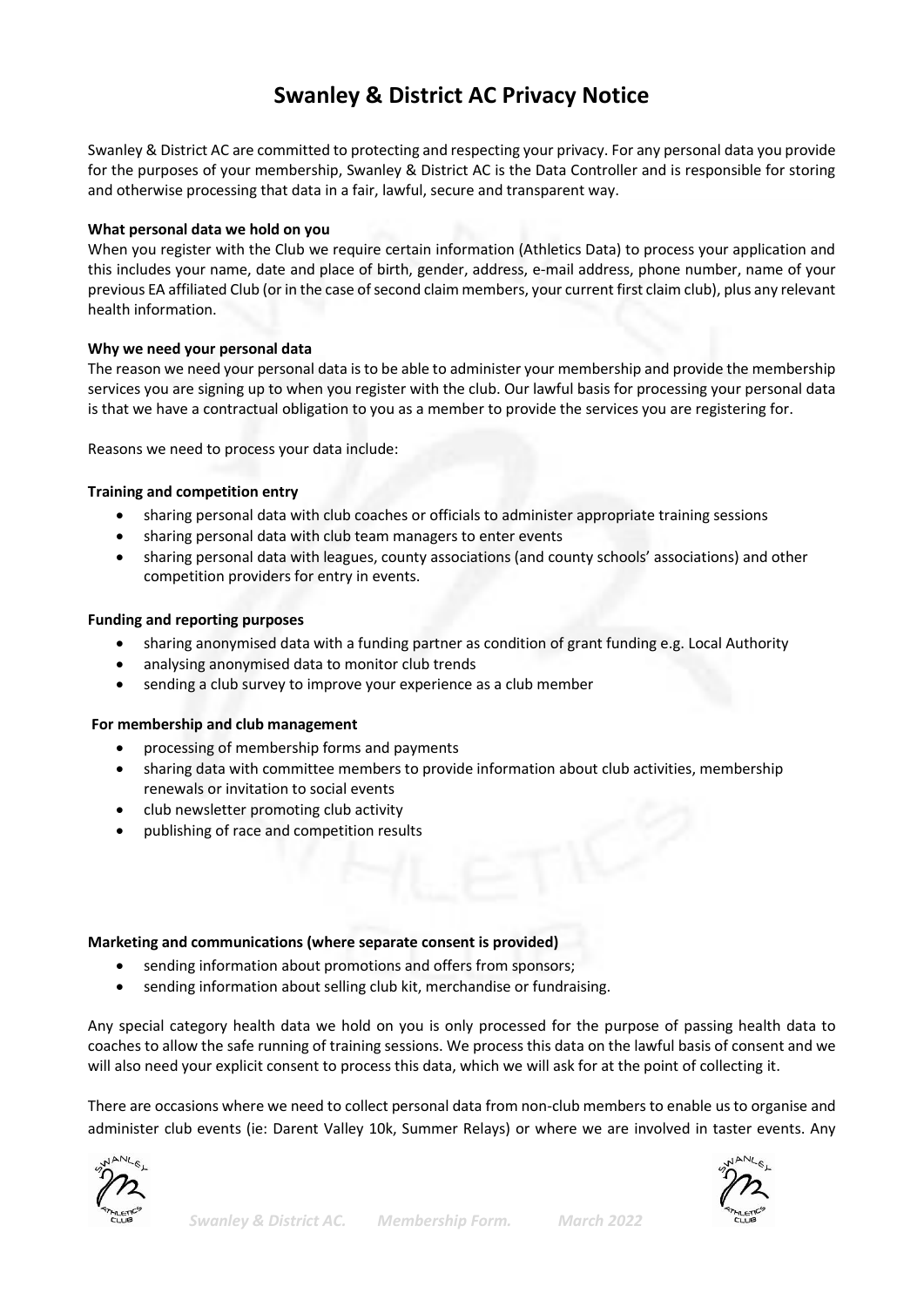# Swanley & District AC Privacy Notice

Swanley & District AC are committed to protecting and respecting your privacy. For any personal data you provide for the purposes of your membership, Swanley & District AC is the Data Controller and is responsible for storing and otherwise processing that data in a fair, lawful, secure and transparent way.

**What personal data we hold on you**

When you register with the Club we require certain information (Athletics Data) to process your application and this includes your name, date and place of birth, gender, address, e-mail address, phone number, name of your previous EA affiliated Club (or in the case of second claim members, your current first claim club), plus any relevant health information.

**Why we need your personal data**

The reason we need your personal data is to be able to administer your membership and provide the membership services you are signing up to when you register with the club. Our lawful basis for processing your personal data is that we have a contractual obligation to you as a member to provide the services you are registering for.

Reasons we need to process your data include:

**Training and competition entry**

- sharing personal data with club coaches or officials to administer appropriate training sessions
- sharing personal data with club team managers to enter events
- sharing personal data with leagues, county associations (and county schools' associations) and other competition providers for entry in events.

**Funding and reporting purposes**

- sharing anonymised data with a funding partner as condition of grant funding e.g. Local Authority
- analysing anonymised data to monitor club trends
- sending a club survey to improve your experience as a club member

**For membership and club management**

- processing of membership forms and payments
- sharing data with committee members to provide information about club activities, membership renewals or invitation to social events
- club newsletter promoting club activity
- publishing of race and competition results

**Marketing and communications (where separate consent is provided)**

- sending information about promotions and offers from sponsors;
- sending information about selling club kit, merchandise or fundraising.

Any special category health data we hold on you is only processed for the purpose of passing health data to coaches to allow the safe running of training sessions. We process this data on the lawful basis of consent and we will also need your explicit consent to process this data, which we will ask for at the point of collecting it.

There are occasions where we need to collect personal data from non-club members to enable us to organise and administer club events (ie: Darent Valley 10k, Summer Relays) or where we are involved in taster events. Any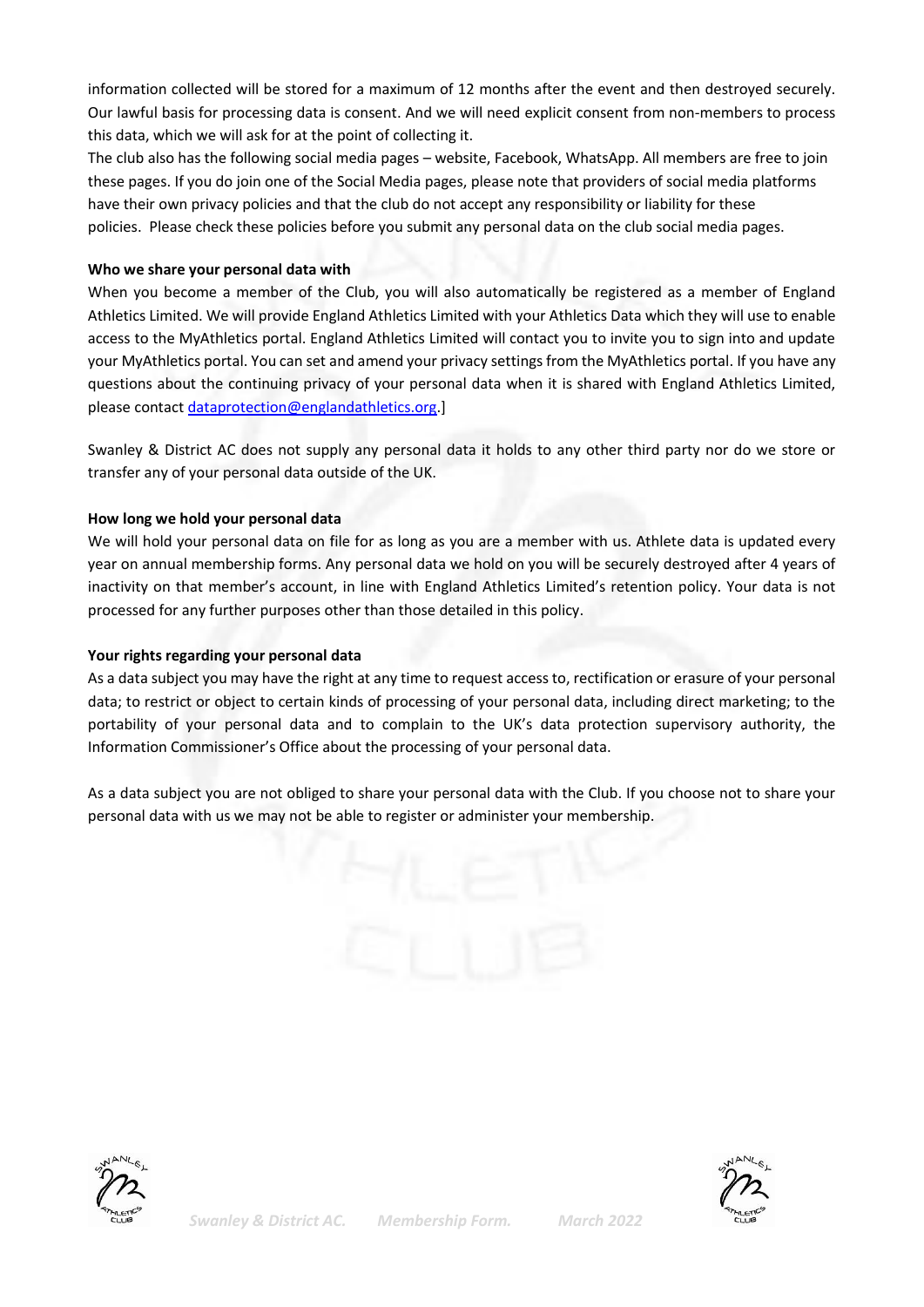information collected will be stored for a maximum of 12 months after the event and then destroyed securely. Our lawful basis for processing data is consent. And we will need explicit consent from non-members to process this data, which we will ask for at the point of collecting it.
The club also has the following social media pages – website, Facebook, WhatsApp. All members are free to join these pages. If you do join one of the Social Media pages, please note that providers of social media platforms have their own privacy policies and that the club do not accept any responsibility or liability for these policies. Please check these policies before you submit any personal data on the club social media pages.

**Who we share your personal data with**
When you become a member of the Club, you will also automatically be registered as a member of England Athletics Limited. We will provide England Athletics Limited with your Athletics Data which they will use to enable access to the MyAthletics portal. England Athletics Limited will contact you to invite you to sign into and update your MyAthletics portal. You can set and amend your privacy settings from the MyAthletics portal. If you have any questions about the continuing privacy of your personal data when it is shared with England Athletics Limited, please contact dataprotection@englandathletics.org.]

Swanley & District AC does not supply any personal data it holds to any other third party nor do we store or transfer any of your personal data outside of the UK.

**How long we hold your personal data**
We will hold your personal data on file for as long as you are a member with us. Athlete data is updated every year on annual membership forms. Any personal data we hold on you will be securely destroyed after 4 years of inactivity on that member's account, in line with England Athletics Limited's retention policy. Your data is not processed for any further purposes other than those detailed in this policy.

**Your rights regarding your personal data**
As a data subject you may have the right at any time to request access to, rectification or erasure of your personal data; to restrict or object to certain kinds of processing of your personal data, including direct marketing; to the portability of your personal data and to complain to the UK's data protection supervisory authority, the Information Commissioner's Office about the processing of your personal data.

As a data subject you are not obliged to share your personal data with the Club. If you choose not to share your personal data with us we may not be able to register or administer your membership.